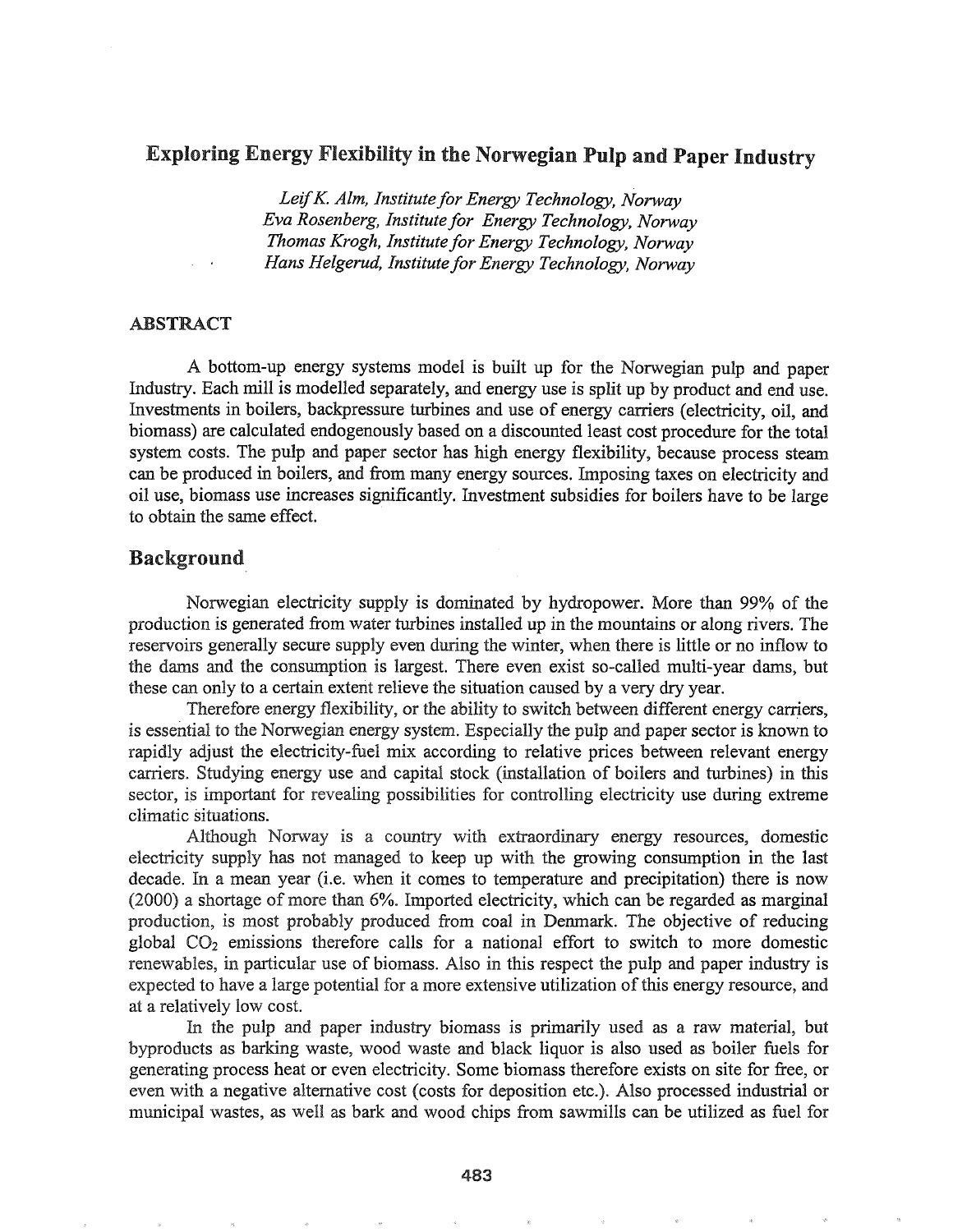# Exploring Energy Flexibility in the Norwegian Pulp and Paper Industry

*Leif K. Alm, Institute for Energy Technology, Norway*
*Eva Rosenberg, Institute for Energy Technology, Norway*
*Thomas Krogh, Institute for Energy Technology, Norway*
*Hans Helgerud, Institute for Energy Technology, Norway*

## ABSTRACT

A bottom-up energy systems model is built up for the Norwegian pulp and paper Industry. Each mill is modelled separately, and energy use is split up by product and end use. Investments in boilers, backpressure turbines and use of energy carriers (electricity, oil, and biomass) are calculated endogenously based on a discounted least cost procedure for the total system costs. The pulp and paper sector has high energy flexibility, because process steam can be produced in boilers, and from many energy sources. Imposing taxes on electricity and oil use, biomass use increases significantly. Investment subsidies for boilers have to be large to obtain the same effect.

## Background

Norwegian electricity supply is dominated by hydropower. More than 99% of the production is generated from water turbines installed up in the mountains or along rivers. The reservoirs generally secure supply even during the winter, when there is little or no inflow to the dams and the consumption is largest. There even exist so-called multi-year dams, but these can only to a certain extent relieve the situation caused by a very dry year.

Therefore energy flexibility, or the ability to switch between different energy carriers, is essential to the Norwegian energy system. Especially the pulp and paper sector is known to rapidly adjust the electricity-fuel mix according to relative prices between relevant energy carriers. Studying energy use and capital stock (installation of boilers and turbines) in this sector, is important for revealing possibilities for controlling electricity use during extreme climatic situations.

Although Norway is a country with extraordinary energy resources, domestic electricity supply has not managed to keep up with the growing consumption in the last decade. In a mean year (i.e. when it comes to temperature and precipitation) there is now (2000) a shortage of more than 6%. Imported electricity, which can be regarded as marginal production, is most probably produced from coal in Denmark. The objective of reducing global $CO_2$ emissions therefore calls for a national effort to switch to more domestic renewables, in particular use of biomass. Also in this respect the pulp and paper industry is expected to have a large potential for a more extensive utilization of this energy resource, and at a relatively low cost.

In the pulp and paper industry biomass is primarily used as a raw material, but byproducts as barking waste, wood waste and black liquor is also used as boiler fuels for generating process heat or even electricity. Some biomass therefore exists on site for free, or even with a negative alternative cost (costs for deposition etc.). Also processed industrial or municipal wastes, as well as bark and wood chips from sawmills can be utilized as fuel for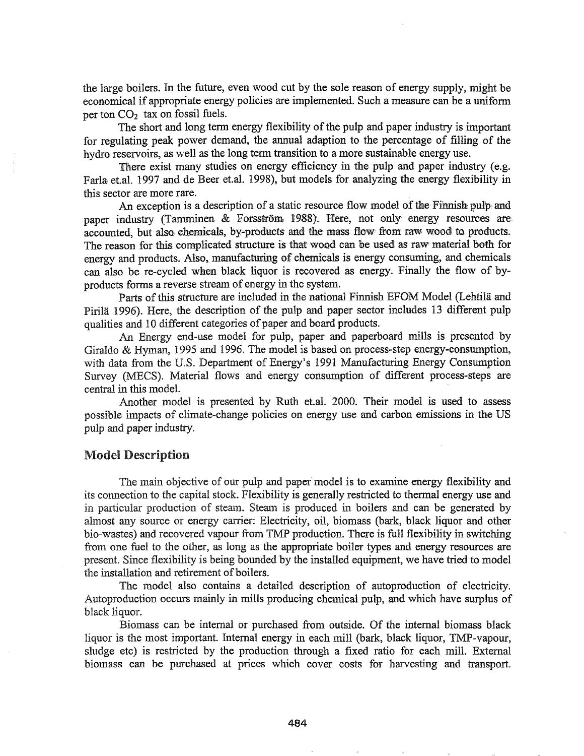the large boilers. In the future, even wood cut by the sole reason of energy supply, might be economical if appropriate energy policies are implemented. Such a measure can be a uniform per ton $CO_2$ tax on fossil fuels.

The short and long term energy flexibility of the pulp and paper industry is important for regulating peak power demand, the annual adaption to the percentage of filling of the hydro reservoirs, as well as the long term transition to a more sustainable energy use.

There exist many studies on energy efficiency in the pulp and paper industry (e.g. Farla et.al. 1997 and de Beer et.al. 1998), but models for analyzing the energy flexibility in this sector are more rare.

An exception is a description of a static resource flow model of the Finnish pulp and paper industry (Tamminen & Forsström 1988). Here, not only energy resources are accounted, but also chemicals, by-products and the mass flow from raw wood to products. The reason for this complicated structure is that wood can be used as raw material both for energy and products. Also, manufacturing of chemicals is energy consuming, and chemicals can also be re-cycled when black liquor is recovered as energy. Finally the flow of by-products forms a reverse stream of energy in the system.

Parts of this structure are included in the national Finnish EFOM Model (Lehtilä and Pirilä 1996). Here, the description of the pulp and paper sector includes 13 different pulp qualities and 10 different categories of paper and board products.

An Energy end-use model for pulp, paper and paperboard mills is presented by Giraldo & Hyman, 1995 and 1996. The model is based on process-step energy-consumption, with data from the U.S. Department of Energy's 1991 Manufacturing Energy Consumption Survey (MECS). Material flows and energy consumption of different process-steps are central in this model.

Another model is presented by Ruth et.al. 2000. Their model is used to assess possible impacts of climate-change policies on energy use and carbon emissions in the US pulp and paper industry.

## Model Description

The main objective of our pulp and paper model is to examine energy flexibility and its connection to the capital stock. Flexibility is generally restricted to thermal energy use and in particular production of steam. Steam is produced in boilers and can be generated by almost any source or energy carrier: Electricity, oil, biomass (bark, black liquor and other bio-wastes) and recovered vapour from TMP production. There is full flexibility in switching from one fuel to the other, as long as the appropriate boiler types and energy resources are present. Since flexibility is being bounded by the installed equipment, we have tried to model the installation and retirement of boilers.

The model also contains a detailed description of autoproduction of electricity. Autoproduction occurs mainly in mills producing chemical pulp, and which have surplus of black liquor.

Biomass can be internal or purchased from outside. Of the internal biomass black liquor is the most important. Internal energy in each mill (bark, black liquor, TMP-vapour, sludge etc) is restricted by the production through a fixed ratio for each mill. External biomass can be purchased at prices which cover costs for harvesting and transport.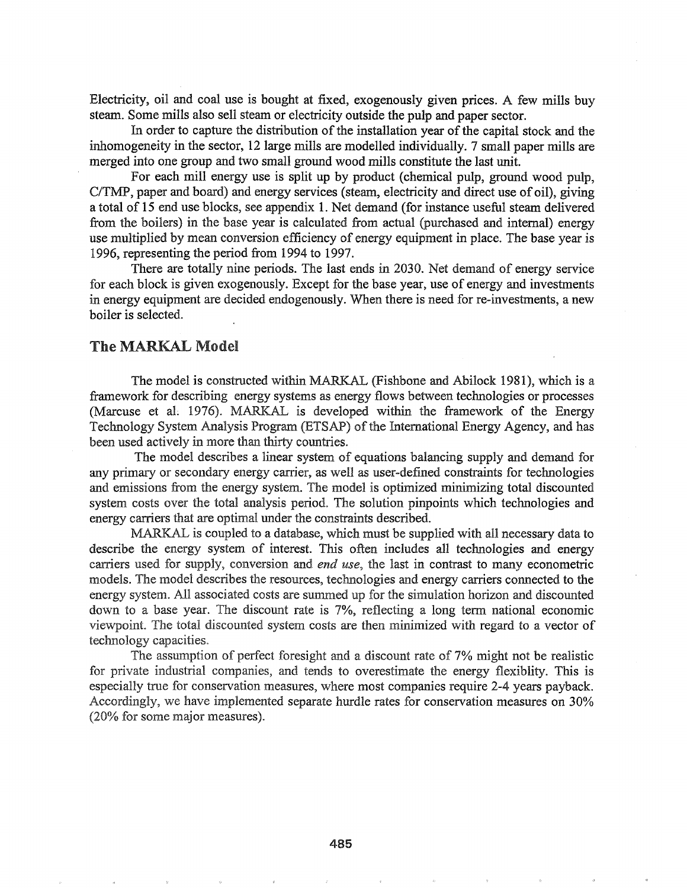Electricity, oil and coal use is bought at fixed, exogenously given prices. A few mills buy steam. Some mills also sell steam or electricity outside the pulp and paper sector.

In order to capture the distribution of the installation year of the capital stock and the inhomogeneity in the sector, 12 large mills are modelled individually. 7 small paper mills are merged into one group and two small ground wood mills constitute the last unit.

For each mill energy use is split up by product (chemical pulp, ground wood pulp, C/TMP, paper and board) and energy services (steam, electricity and direct use of oil), giving a total of 15 end use blocks, see appendix 1. Net demand (for instance useful steam delivered from the boilers) in the base year is calculated from actual (purchased and internal) energy use multiplied by mean conversion efficiency of energy equipment in place. The base year is 1996, representing the period from 1994 to 1997.

There are totally nine periods. The last ends in 2030. Net demand of energy service for each block is given exogenously. Except for the base year, use of energy and investments in energy equipment are decided endogenously. When there is need for re-investments, a new boiler is selected.

## The MARKAL Model

The model is constructed within MARKAL (Fishbone and Abilock 1981), which is a framework for describing energy systems as energy flows between technologies or processes (Marcuse et al. 1976). MARKAL is developed within the framework of the Energy Technology System Analysis Program (ETSAP) of the International Energy Agency, and has been used actively in more than thirty countries.

The model describes a linear system of equations balancing supply and demand for any primary or secondary energy carrier, as well as user-defined constraints for technologies and emissions from the energy system. The model is optimized minimizing total discounted system costs over the total analysis period. The solution pinpoints which technologies and energy carriers that are optimal under the constraints described.

MARKAL is coupled to a database, which must be supplied with all necessary data to describe the energy system of interest. This often includes all technologies and energy carriers used for supply, conversion and *end use*, the last in contrast to many econometric models. The model describes the resources, technologies and energy carriers connected to the energy system. All associated costs are summed up for the simulation horizon and discounted down to a base year. The discount rate is 7%, reflecting a long term national economic viewpoint. The total discounted system costs are then minimized with regard to a vector of technology capacities.

The assumption of perfect foresight and a discount rate of 7% might not be realistic for private industrial companies, and tends to overestimate the energy flexiblity. This is especially true for conservation measures, where most companies require 2-4 years payback. Accordingly, we have implemented separate hurdle rates for conservation measures on 30% (20% for some major measures).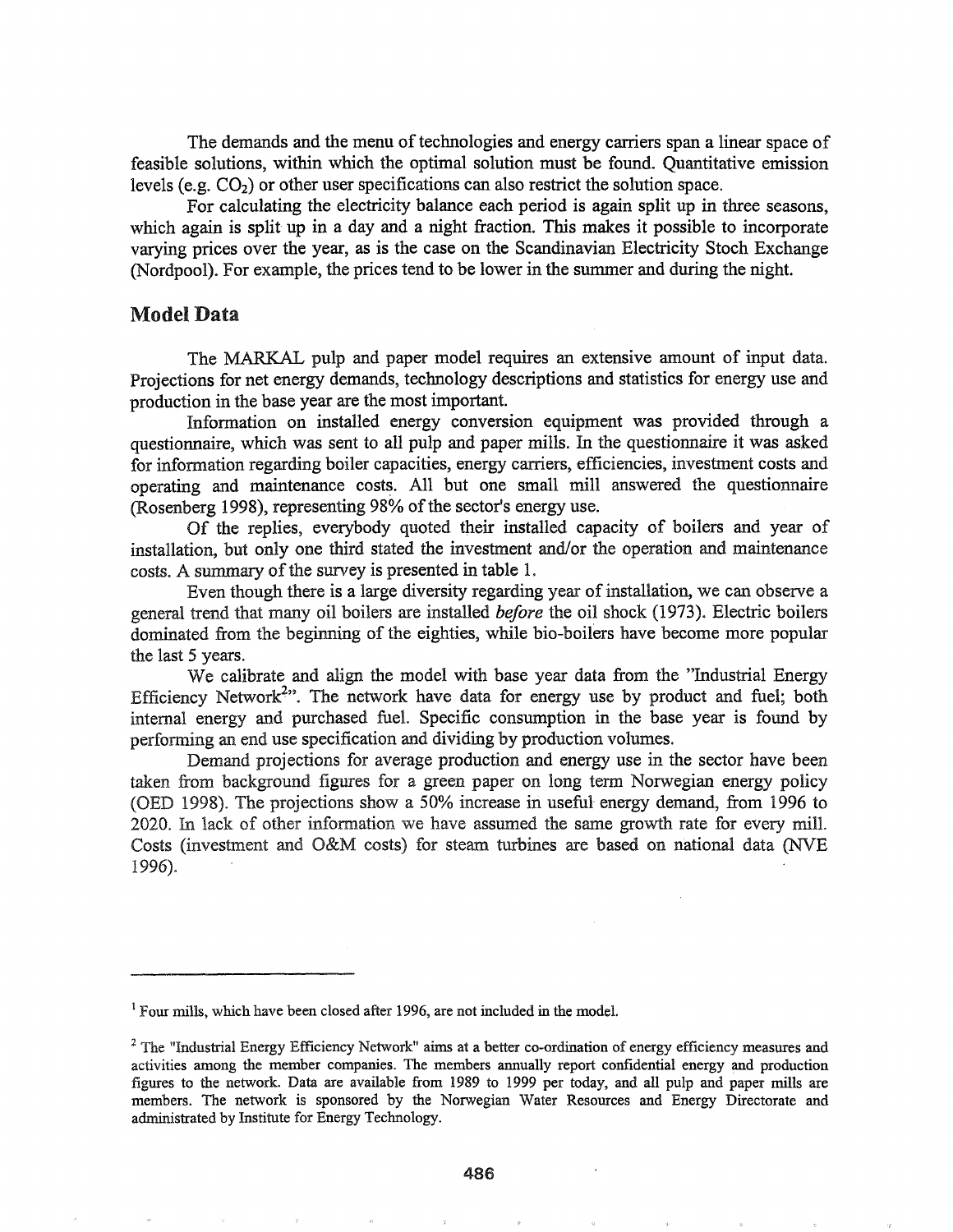The demands and the menu of technologies and energy carriers span a linear space of feasible solutions, within which the optimal solution must be found. Quantitative emission levels (e.g. $CO_2$) or other user specifications can also restrict the solution space.

For calculating the electricity balance each period is again split up in three seasons, which again is split up in a day and a night fraction. This makes it possible to incorporate varying prices over the year, as is the case on the Scandinavian Electricity Stoch Exchange (Nordpool). For example, the prices tend to be lower in the summer and during the night.

## Model Data

The MARKAL pulp and paper model requires an extensive amount of input data. Projections for net energy demands, technology descriptions and statistics for energy use and production in the base year are the most important.

Information on installed energy conversion equipment was provided through a questionnaire, which was sent to all pulp and paper mills. In the questionnaire it was asked for information regarding boiler capacities, energy carriers, efficiencies, investment costs and operating and maintenance costs. All but one small mill answered the questionnaire (Rosenberg 1998), representing 98% of the sector's energy use.

Of the replies, everybody quoted their installed capacity of boilers and year of installation, but only one third stated the investment and/or the operation and maintenance costs. A summary of the survey is presented in table 1.

Even though there is a large diversity regarding year of installation, we can observe a general trend that many oil boilers are installed *before* the oil shock (1973). Electric boilers dominated from the beginning of the eighties, while bio-boilers have become more popular the last 5 years.

We calibrate and align the model with base year data from the "Industrial Energy Efficiency Network[2]". The network have data for energy use by product and fuel; both internal energy and purchased fuel. Specific consumption in the base year is found by performing an end use specification and dividing by production volumes.

Demand projections for average production and energy use in the sector have been taken from background figures for a green paper on long term Norwegian energy policy (OED 1998). The projections show a 50% increase in useful energy demand, from 1996 to 2020. In lack of other information we have assumed the same growth rate for every mill. Costs (investment and O&M costs) for steam turbines are based on national data (NVE 1996).

---

[1] Four mills, which have been closed after 1996, are not included in the model.

[2] The "Industrial Energy Efficiency Network" aims at a better co-ordination of energy efficiency measures and activities among the member companies. The members annually report confidential energy and production figures to the network. Data are available from 1989 to 1999 per today, and all pulp and paper mills are members. The network is sponsored by the Norwegian Water Resources and Energy Directorate and administrated by Institute for Energy Technology.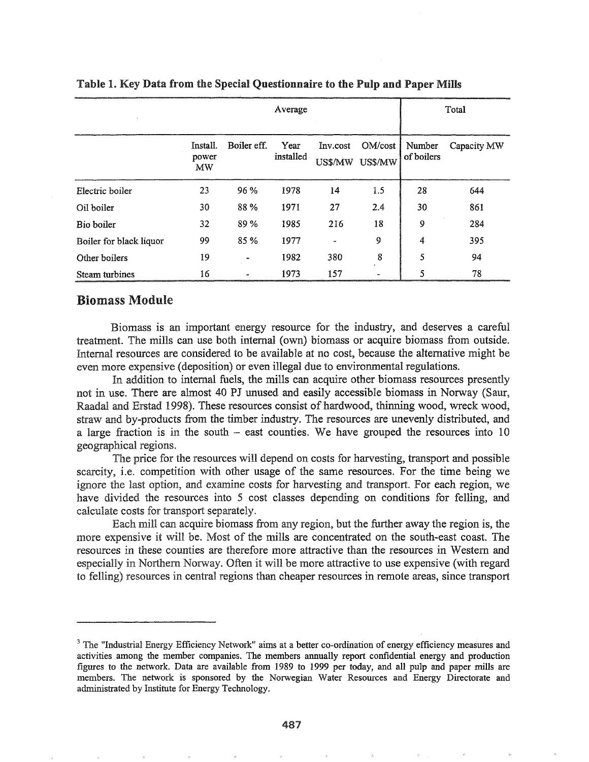**Table 1. Key Data from the Special Questionnaire to the Pulp and Paper Mills**

| | Average | | | | | Total | |
|---|---|---|---|---|---|---|---|
| | Install. power MW | Boiler eff. | Year installed | Inv.cost US$/MW | OM/cost US$/MW | Number of boilers | Capacity MW |
| Electric boiler | 23 | 96 % | 1978 | 14 | 1.5 | 28 | 644 |
| Oil boiler | 30 | 88 % | 1971 | 27 | 2.4 | 30 | 861 |
| Bio boiler | 32 | 89 % | 1985 | 216 | 18 | 9 | 284 |
| Boiler for black liquor | 99 | 85 % | 1977 | - | 9 | 4 | 395 |
| Other boilers | 19 | - | 1982 | 380 | 8 | 5 | 94 |
| Steam turbines | 16 | - | 1973 | 157 | - | 5 | 78 |

## Biomass Module

Biomass is an important energy resource for the industry, and deserves a careful treatment. The mills can use both internal (own) biomass or acquire biomass from outside. Internal resources are considered to be available at no cost, because the alternative might be even more expensive (deposition) or even illegal due to environmental regulations.

In addition to internal fuels, the mills can acquire other biomass resources presently not in use. There are almost 40 PJ unused and easily accessible biomass in Norway (Saur, Raadal and Erstad 1998). These resources consist of hardwood, thinning wood, wreck wood, straw and by-products from the timber industry. The resources are unevenly distributed, and a large fraction is in the south – east counties. We have grouped the resources into 10 geographical regions.

The price for the resources will depend on costs for harvesting, transport and possible scarcity, i.e. competition with other usage of the same resources. For the time being we ignore the last option, and examine costs for harvesting and transport. For each region, we have divided the resources into 5 cost classes depending on conditions for felling, and calculate costs for transport separately.

Each mill can acquire biomass from any region, but the further away the region is, the more expensive it will be. Most of the mills are concentrated on the south-east coast. The resources in these counties are therefore more attractive than the resources in Western and especially in Northern Norway. Often it will be more attractive to use expensive (with regard to felling) resources in central regions than cheaper resources in remote areas, since transport

---

[3] The "Industrial Energy Efficiency Network" aims at a better co-ordination of energy efficiency measures and activities among the member companies. The members annually report confidential energy and production figures to the network. Data are available from 1989 to 1999 per today, and all pulp and paper mills are members. The network is sponsored by the Norwegian Water Resources and Energy Directorate and administrated by Institute for Energy Technology.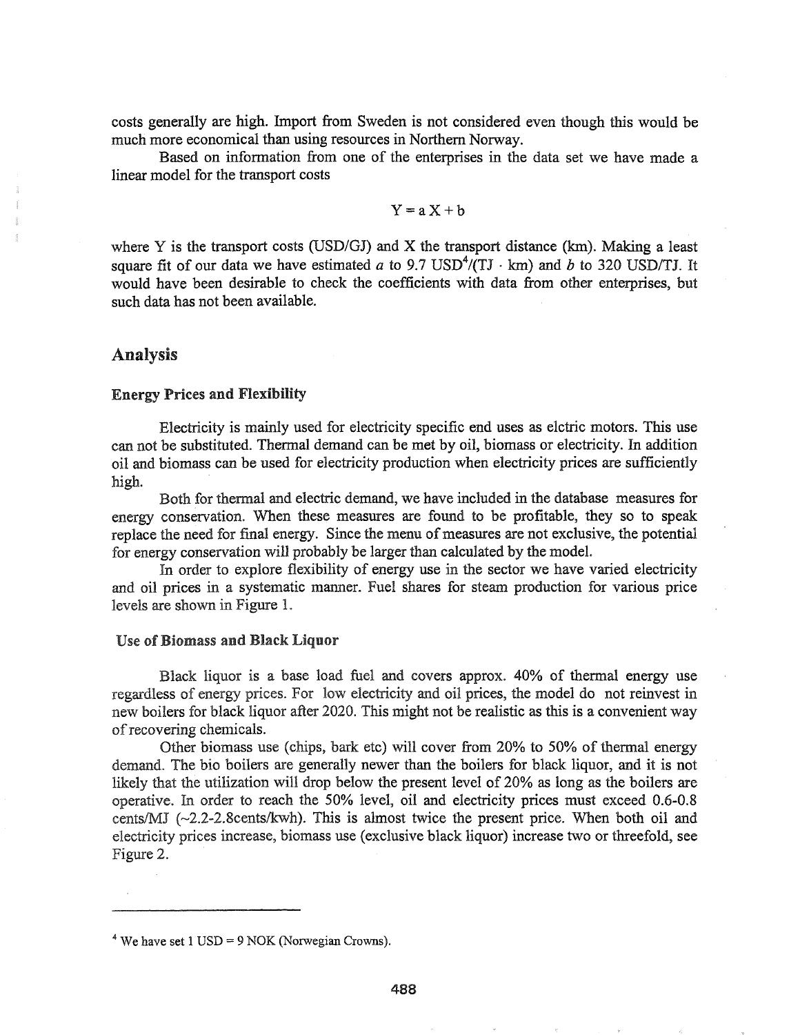costs generally are high. Import from Sweden is not considered even though this would be much more economical than using resources in Northern Norway.

Based on information from one of the enterprises in the data set we have made a linear model for the transport costs

$$Y = aX + b$$

where Y is the transport costs (USD/GJ) and X the transport distance (km). Making a least square fit of our data we have estimated *a* to 9.7 USD[4]/(TJ · km) and *b* to 320 USD/TJ. It would have been desirable to check the coefficients with data from other enterprises, but such data has not been available.

## Analysis

### Energy Prices and Flexibility

Electricity is mainly used for electricity specific end uses as elctric motors. This use can not be substituted. Thermal demand can be met by oil, biomass or electricity. In addition oil and biomass can be used for electricity production when electricity prices are sufficiently high.

Both for thermal and electric demand, we have included in the database measures for energy conservation. When these measures are found to be profitable, they so to speak replace the need for final energy. Since the menu of measures are not exclusive, the potential for energy conservation will probably be larger than calculated by the model.

In order to explore flexibility of energy use in the sector we have varied electricity and oil prices in a systematic manner. Fuel shares for steam production for various price levels are shown in Figure 1.

### Use of Biomass and Black Liquor

Black liquor is a base load fuel and covers approx. 40% of thermal energy use regardless of energy prices. For low electricity and oil prices, the model do not reinvest in new boilers for black liquor after 2020. This might not be realistic as this is a convenient way of recovering chemicals.

Other biomass use (chips, bark etc) will cover from 20% to 50% of thermal energy demand. The bio boilers are generally newer than the boilers for black liquor, and it is not likely that the utilization will drop below the present level of 20% as long as the boilers are operative. In order to reach the 50% level, oil and electricity prices must exceed 0.6-0.8 cents/MJ (~2.2-2.8cents/kwh). This is almost twice the present price. When both oil and electricity prices increase, biomass use (exclusive black liquor) increase two or threefold, see Figure 2.

---

[4] We have set 1 USD = 9 NOK (Norwegian Crowns).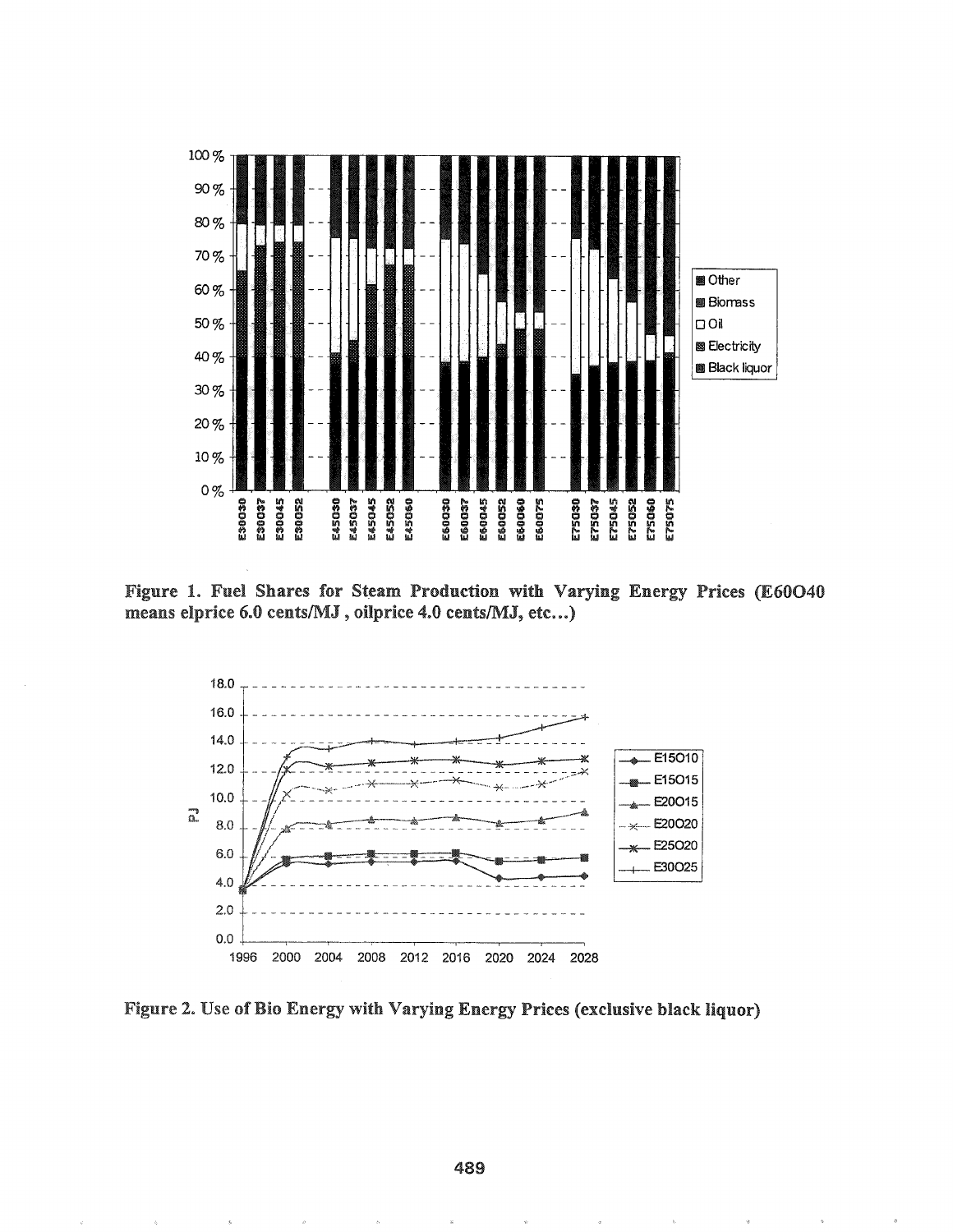Figure 1. Fuel Shares for Steam Production with Varying Energy Prices (E60O40 means elprice 6.0 cents/MJ , oilprice 4.0 cents/MJ, etc...)

Figure 2. Use of Bio Energy with Varying Energy Prices (exclusive black liquor)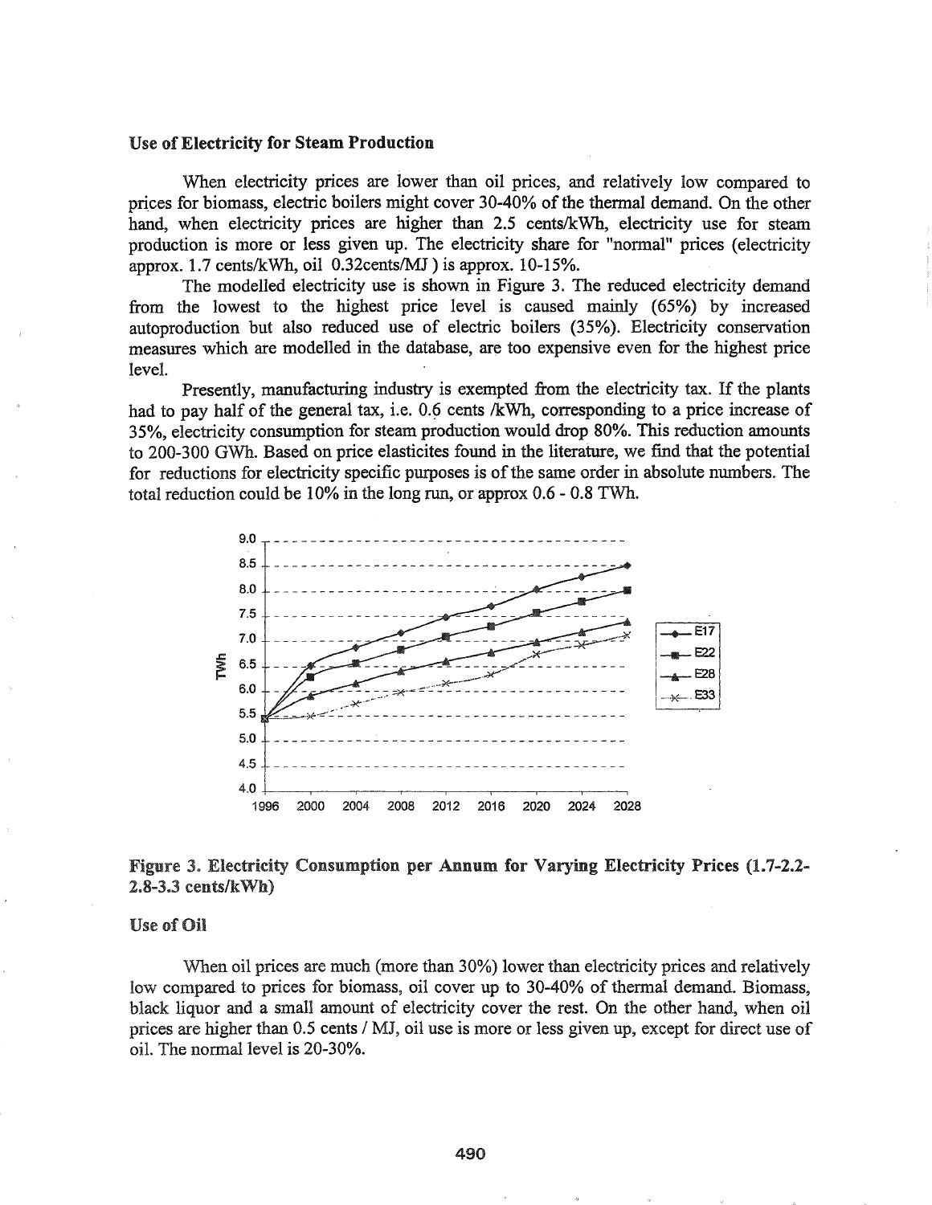### Use of Electricity for Steam Production

When electricity prices are lower than oil prices, and relatively low compared to prices for biomass, electric boilers might cover 30-40% of the thermal demand. On the other hand, when electricity prices are higher than 2.5 cents/kWh, electricity use for steam production is more or less given up. The electricity share for "normal" prices (electricity approx. 1.7 cents/kWh, oil 0.32cents/MJ ) is approx. 10-15%.

The modelled electricity use is shown in Figure 3. The reduced electricity demand from the lowest to the highest price level is caused mainly (65%) by increased autoproduction but also reduced use of electric boilers (35%). Electricity conservation measures which are modelled in the database, are too expensive even for the highest price level.

Presently, manufacturing industry is exempted from the electricity tax. If the plants had to pay half of the general tax, i.e. 0.6 cents /kWh, corresponding to a price increase of 35%, electricity consumption for steam production would drop 80%. This reduction amounts to 200-300 GWh. Based on price elasticites found in the literature, we find that the potential for reductions for electricity specific purposes is of the same order in absolute numbers. The total reduction could be 10% in the long run, or approx 0.6 - 0.8 TWh.

**Figure 3. Electricity Consumption per Annum for Varying Electricity Prices (1.7-2.2-2.8-3.3 cents/kWh)**

### Use of Oil

When oil prices are much (more than 30%) lower than electricity prices and relatively low compared to prices for biomass, oil cover up to 30-40% of thermal demand. Biomass, black liquor and a small amount of electricity cover the rest. On the other hand, when oil prices are higher than 0.5 cents / MJ, oil use is more or less given up, except for direct use of oil. The normal level is 20-30%.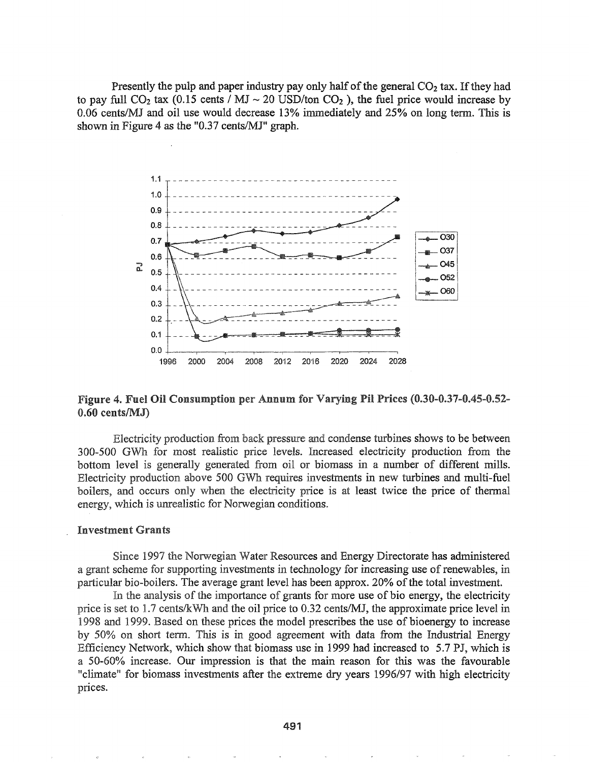Presently the pulp and paper industry pay only half of the general $CO_2$ tax. If they had to pay full $CO_2$ tax (0.15 cents / MJ ~ 20 USD/ton $CO_2$ ), the fuel price would increase by 0.06 cents/MJ and oil use would decrease 13% immediately and 25% on long term. This is shown in Figure 4 as the "0.37 cents/MJ" graph.

**Figure 4. Fuel Oil Consumption per Annum for Varying Pil Prices (0.30-0.37-0.45-0.52-0.60 cents/MJ)**

Electricity production from back pressure and condense turbines shows to be between 300-500 GWh for most realistic price levels. Increased electricity production from the bottom level is generally generated from oil or biomass in a number of different mills. Electricity production above 500 GWh requires investments in new turbines and multi-fuel boilers, and occurs only when the electricity price is at least twice the price of thermal energy, which is unrealistic for Norwegian conditions.

## Investment Grants

Since 1997 the Norwegian Water Resources and Energy Directorate has administered a grant scheme for supporting investments in technology for increasing use of renewables, in particular bio-boilers. The average grant level has been approx. 20% of the total investment.

In the analysis of the importance of grants for more use of bio energy, the electricity price is set to 1.7 cents/kWh and the oil price to 0.32 cents/MJ, the approximate price level in 1998 and 1999. Based on these prices the model prescribes the use of bioenergy to increase by 50% on short term. This is in good agreement with data from the Industrial Energy Efficiency Network, which show that biomass use in 1999 had increased to 5.7 PJ, which is a 50-60% increase. Our impression is that the main reason for this was the favourable "climate" for biomass investments after the extreme dry years 1996/97 with high electricity prices.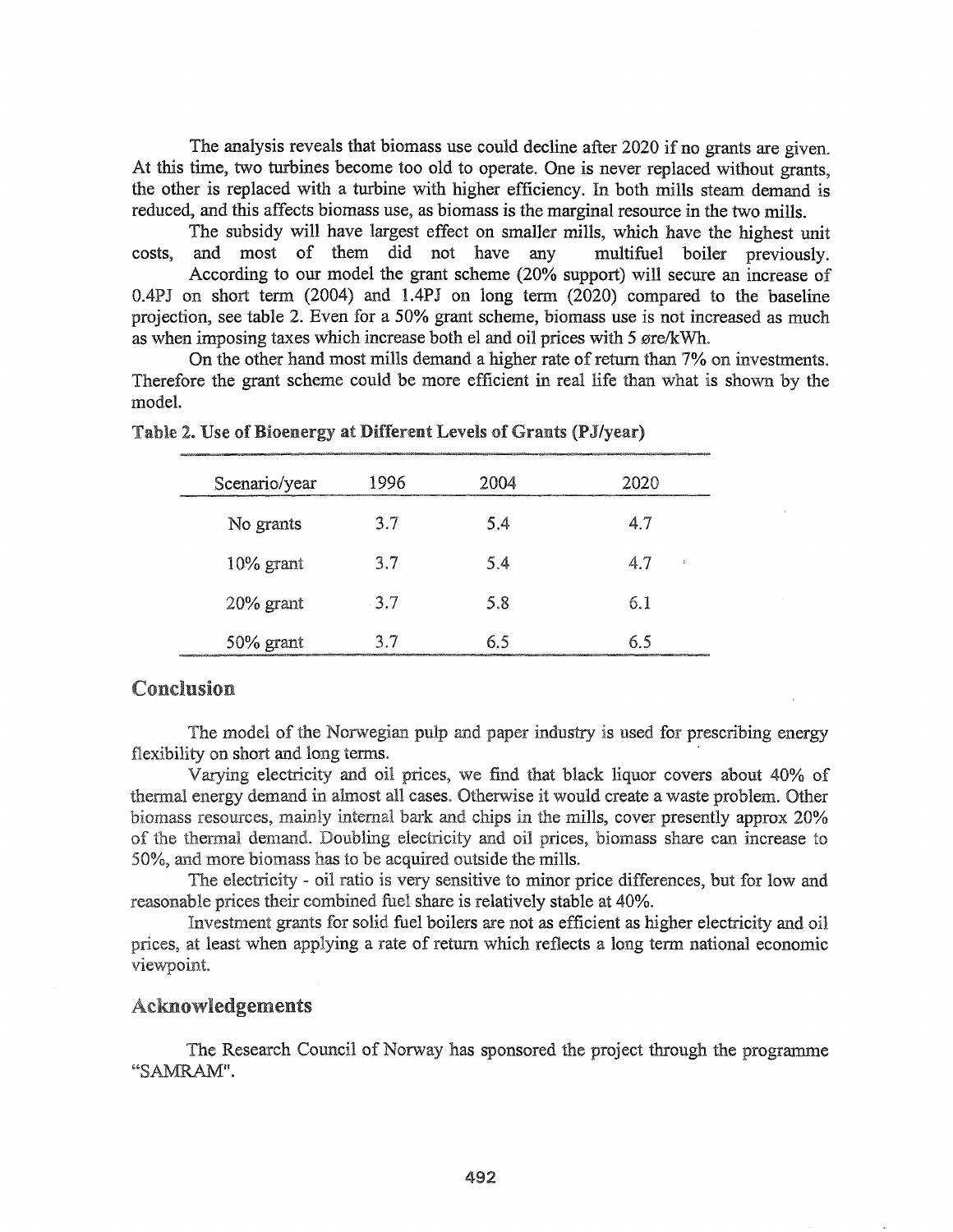The analysis reveals that biomass use could decline after 2020 if no grants are given. At this time, two turbines become too old to operate. One is never replaced without grants, the other is replaced with a turbine with higher efficiency. In both mills steam demand is reduced, and this affects biomass use, as biomass is the marginal resource in the two mills.

The subsidy will have largest effect on smaller mills, which have the highest unit costs, and most of them did not have any multifuel boiler previously.

According to our model the grant scheme (20% support) will secure an increase of 0.4PJ on short term (2004) and 1.4PJ on long term (2020) compared to the baseline projection, see table 2. Even for a 50% grant scheme, biomass use is not increased as much as when imposing taxes which increase both el and oil prices with 5 øre/kWh.

On the other hand most mills demand a higher rate of return than 7% on investments. Therefore the grant scheme could be more efficient in real life than what is shown by the model.

**Table 2. Use of Bioenergy at Different Levels of Grants (PJ/year)**

| Scenario/year | 1996 | 2004 | 2020 |
|---|---|---|---|
| No grants | 3.7 | 5.4 | 4.7 |
| 10% grant | 3.7 | 5.4 | 4.7 |
| 20% grant | 3.7 | 5.8 | 6.1 |
| 50% grant | 3.7 | 6.5 | 6.5 |

## Conclusion

The model of the Norwegian pulp and paper industry is used for prescribing energy flexibility on short and long terms.

Varying electricity and oil prices, we find that black liquor covers about 40% of thermal energy demand in almost all cases. Otherwise it would create a waste problem. Other biomass resources, mainly internal bark and chips in the mills, cover presently approx 20% of the thermal demand. Doubling electricity and oil prices, biomass share can increase to 50%, and more biomass has to be acquired outside the mills.

The electricity - oil ratio is very sensitive to minor price differences, but for low and reasonable prices their combined fuel share is relatively stable at 40%.

Investment grants for solid fuel boilers are not as efficient as higher electricity and oil prices, at least when applying a rate of return which reflects a long term national economic viewpoint.

## Acknowledgements

The Research Council of Norway has sponsored the project through the programme "SAMRAM".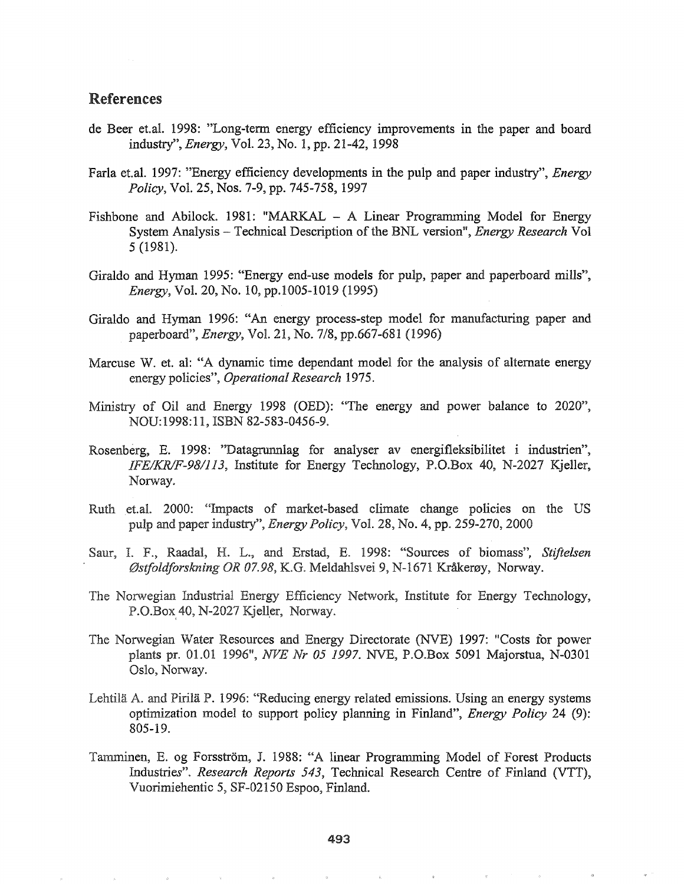## References

de Beer et.al. 1998: "Long-term energy efficiency improvements in the paper and board industry", *Energy*, Vol. 23, No. 1, pp. 21-42, 1998

Farla et.al. 1997: "Energy efficiency developments in the pulp and paper industry", *Energy Policy*, Vol. 25, Nos. 7-9, pp. 745-758, 1997

Fishbone and Abilock. 1981: "MARKAL – A Linear Programming Model for Energy System Analysis – Technical Description of the BNL version", *Energy Research* Vol 5 (1981).

Giraldo and Hyman 1995: "Energy end-use models for pulp, paper and paperboard mills", *Energy*, Vol. 20, No. 10, pp.1005-1019 (1995)

Giraldo and Hyman 1996: "An energy process-step model for manufacturing paper and paperboard", *Energy*, Vol. 21, No. 7/8, pp.667-681 (1996)

Marcuse W. et. al: "A dynamic time dependant model for the analysis of alternate energy energy policies", *Operational Research* 1975.

Ministry of Oil and Energy 1998 (OED): "The energy and power balance to 2020", NOU:1998:11, ISBN 82-583-0456-9.

Rosenberg, E. 1998: "Datagrunnlag for analyser av energifleksibilitet i industrien", *IFE/KR/F-98/113*, Institute for Energy Technology, P.O.Box 40, N-2027 Kjeller, Norway.

Ruth et.al. 2000: "Impacts of market-based climate change policies on the US pulp and paper industry", *Energy Policy*, Vol. 28, No. 4, pp. 259-270, 2000

Saur, I. F., Raadal, H. L., and Erstad, E. 1998: "Sources of biomass", *Stiftelsen Østfoldforskning OR 07.98*, K.G. Meldahlsvei 9, N-1671 Kråkerøy, Norway.

The Norwegian Industrial Energy Efficiency Network, Institute for Energy Technology, P.O.Box 40, N-2027 Kjeller, Norway.

The Norwegian Water Resources and Energy Directorate (NVE) 1997: "Costs for power plants pr. 01.01 1996", *NVE Nr 05 1997*. NVE, P.O.Box 5091 Majorstua, N-0301 Oslo, Norway.

Lehtilä A. and Pirilä P. 1996: "Reducing energy related emissions. Using an energy systems optimization model to support policy planning in Finland", *Energy Policy* 24 (9): 805-19.

Tamminen, E. og Forsström, J. 1988: "A linear Programming Model of Forest Products Industries". *Research Reports 543*, Technical Research Centre of Finland (VTT), Vuorimiehentic 5, SF-02150 Espoo, Finland.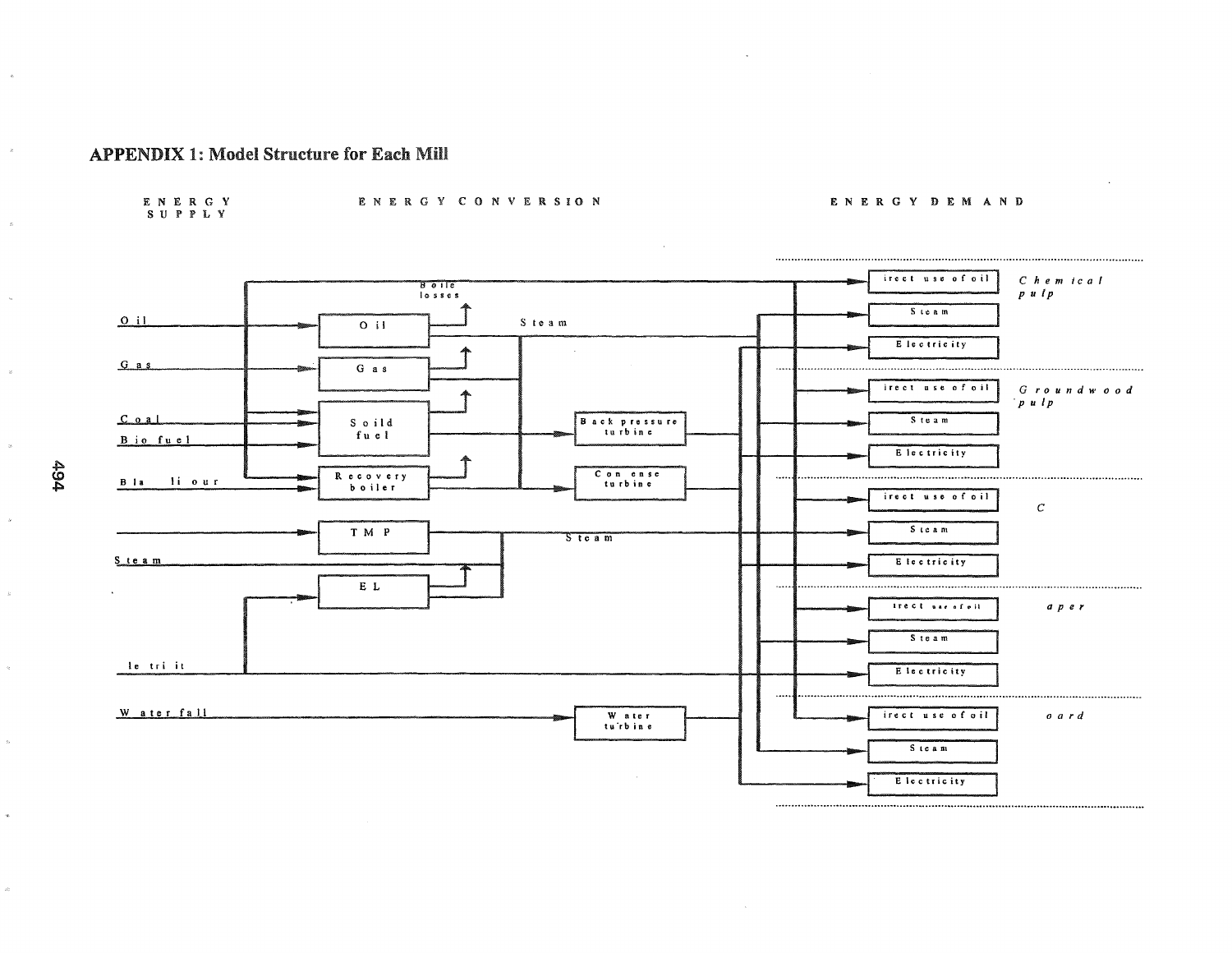# APPENDIX 1: Model Structure for Each Mill

ENERGY SUPPLY

ENERGY CONVERSION

ENERGY DEMAND

Oil

Gas

Coal

Bio fuel

Bla li our

Steam

le tri it

Water fall

Boile losses

Oil

Gas

Soild fuel

Recovery boiler

TMP

EL

Steam

Back pressure turbine

Con ense turbine

Water turbine

Steam

irect use of oil

Steam

Electricity

*Chemical pulp*

irect use of oil

Steam

Electricity

*Groundwood pulp*

irect use of oil

Steam

Electricity

C

irect use of oil

Steam

Electricity

*aper*

irect use of oil

Steam

Electricity

*oard*